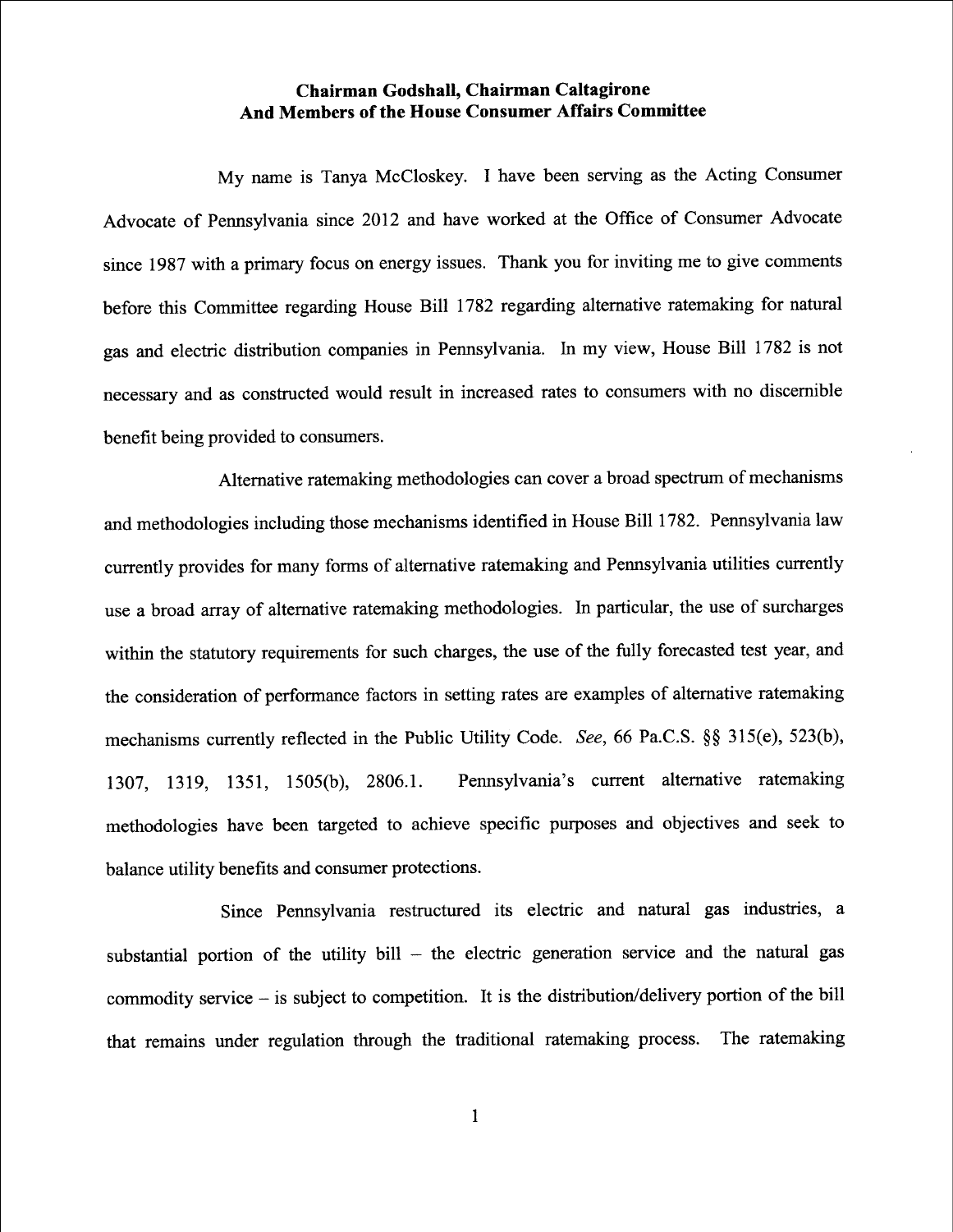**Chairman Godshall, Chairman Caltagirone**
**And Members of the House Consumer Affairs Committee**

My name is Tanya McCloskey. I have been serving as the Acting Consumer Advocate of Pennsylvania since 2012 and have worked at the Office of Consumer Advocate since 1987 with a primary focus on energy issues. Thank you for inviting me to give comments before this Committee regarding House Bill 1782 regarding alternative ratemaking for natural gas and electric distribution companies in Pennsylvania. In my view, House Bill 1782 is not necessary and as constructed would result in increased rates to consumers with no discernible benefit being provided to consumers.

Alternative ratemaking methodologies can cover a broad spectrum of mechanisms and methodologies including those mechanisms identified in House Bill 1782. Pennsylvania law currently provides for many forms of alternative ratemaking and Pennsylvania utilities currently use a broad array of alternative ratemaking methodologies. In particular, the use of surcharges within the statutory requirements for such charges, the use of the fully forecasted test year, and the consideration of performance factors in setting rates are examples of alternative ratemaking mechanisms currently reflected in the Public Utility Code. *See*, 66 Pa.C.S. §§ 315(e), 523(b), 1307, 1319, 1351, 1505(b), 2806.1. Pennsylvania's current alternative ratemaking methodologies have been targeted to achieve specific purposes and objectives and seek to balance utility benefits and consumer protections.

Since Pennsylvania restructured its electric and natural gas industries, a substantial portion of the utility bill – the electric generation service and the natural gas commodity service – is subject to competition. It is the distribution/delivery portion of the bill that remains under regulation through the traditional ratemaking process. The ratemaking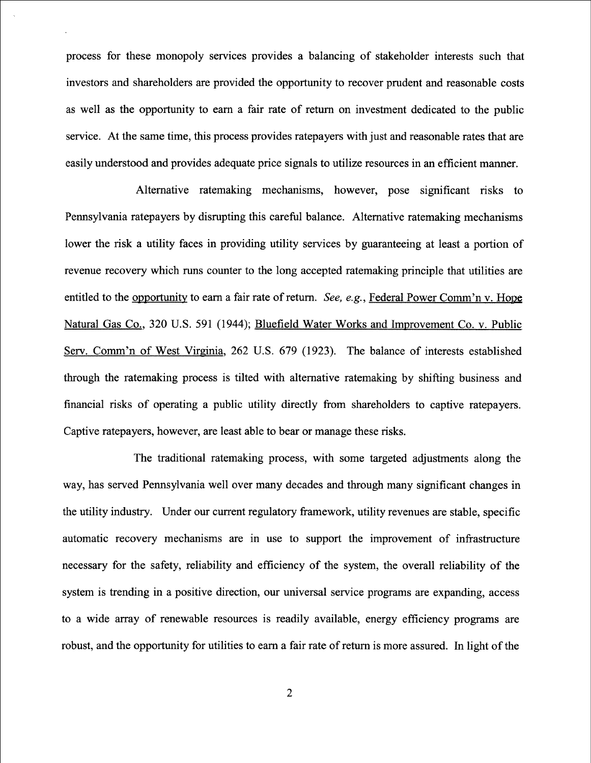process for these monopoly services provides a balancing of stakeholder interests such that investors and shareholders are provided the opportunity to recover prudent and reasonable costs as well as the opportunity to earn a fair rate of return on investment dedicated to the public service. At the same time, this process provides ratepayers with just and reasonable rates that are easily understood and provides adequate price signals to utilize resources in an efficient manner.

Alternative ratemaking mechanisms, however, pose significant risks to Pennsylvania ratepayers by disrupting this careful balance. Alternative ratemaking mechanisms lower the risk a utility faces in providing utility services by guaranteeing at least a portion of revenue recovery which runs counter to the long accepted ratemaking principle that utilities are entitled to the opportunity to earn a fair rate of return. *See, e.g.*, Federal Power Comm'n v. Hope Natural Gas Co., 320 U.S. 591 (1944); Bluefield Water Works and Improvement Co. v. Public Serv. Comm'n of West Virginia, 262 U.S. 679 (1923). The balance of interests established through the ratemaking process is tilted with alternative ratemaking by shifting business and financial risks of operating a public utility directly from shareholders to captive ratepayers. Captive ratepayers, however, are least able to bear or manage these risks.

The traditional ratemaking process, with some targeted adjustments along the way, has served Pennsylvania well over many decades and through many significant changes in the utility industry. Under our current regulatory framework, utility revenues are stable, specific automatic recovery mechanisms are in use to support the improvement of infrastructure necessary for the safety, reliability and efficiency of the system, the overall reliability of the system is trending in a positive direction, our universal service programs are expanding, access to a wide array of renewable resources is readily available, energy efficiency programs are robust, and the opportunity for utilities to earn a fair rate of return is more assured. In light of the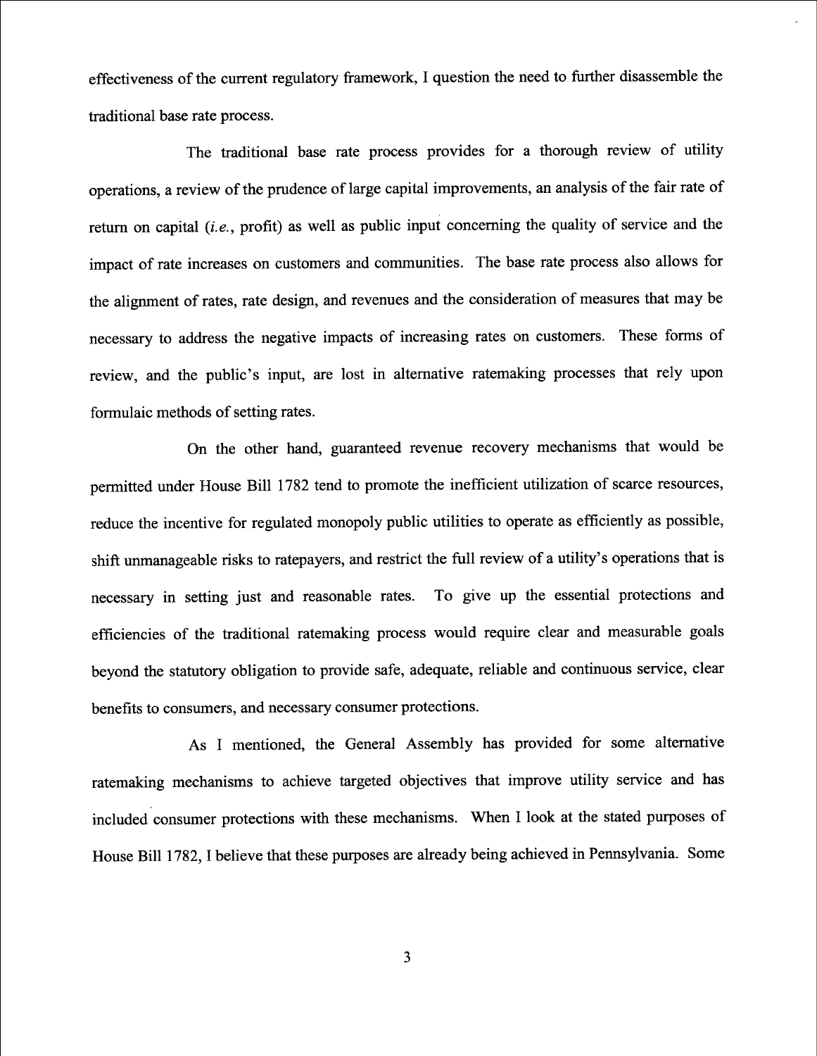effectiveness of the current regulatory framework, I question the need to further disassemble the traditional base rate process.

The traditional base rate process provides for a thorough review of utility operations, a review of the prudence of large capital improvements, an analysis of the fair rate of return on capital (*i.e.*, profit) as well as public input concerning the quality of service and the impact of rate increases on customers and communities. The base rate process also allows for the alignment of rates, rate design, and revenues and the consideration of measures that may be necessary to address the negative impacts of increasing rates on customers. These forms of review, and the public's input, are lost in alternative ratemaking processes that rely upon formulaic methods of setting rates.

On the other hand, guaranteed revenue recovery mechanisms that would be permitted under House Bill 1782 tend to promote the inefficient utilization of scarce resources, reduce the incentive for regulated monopoly public utilities to operate as efficiently as possible, shift unmanageable risks to ratepayers, and restrict the full review of a utility's operations that is necessary in setting just and reasonable rates. To give up the essential protections and efficiencies of the traditional ratemaking process would require clear and measurable goals beyond the statutory obligation to provide safe, adequate, reliable and continuous service, clear benefits to consumers, and necessary consumer protections.

As I mentioned, the General Assembly has provided for some alternative ratemaking mechanisms to achieve targeted objectives that improve utility service and has included consumer protections with these mechanisms. When I look at the stated purposes of House Bill 1782, I believe that these purposes are already being achieved in Pennsylvania. Some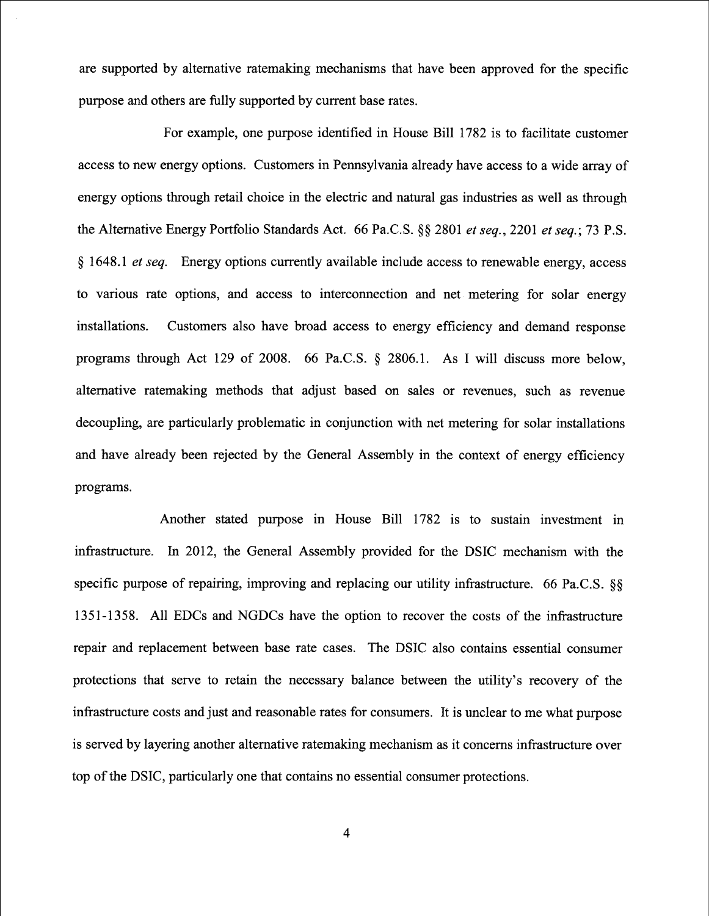are supported by alternative ratemaking mechanisms that have been approved for the specific purpose and others are fully supported by current base rates.

For example, one purpose identified in House Bill 1782 is to facilitate customer access to new energy options. Customers in Pennsylvania already have access to a wide array of energy options through retail choice in the electric and natural gas industries as well as through the Alternative Energy Portfolio Standards Act. 66 Pa.C.S. §§ 2801 *et seq.*, 2201 *et seq.*; 73 P.S. § 1648.1 *et seq.* Energy options currently available include access to renewable energy, access to various rate options, and access to interconnection and net metering for solar energy installations. Customers also have broad access to energy efficiency and demand response programs through Act 129 of 2008. 66 Pa.C.S. § 2806.1. As I will discuss more below, alternative ratemaking methods that adjust based on sales or revenues, such as revenue decoupling, are particularly problematic in conjunction with net metering for solar installations and have already been rejected by the General Assembly in the context of energy efficiency programs.

Another stated purpose in House Bill 1782 is to sustain investment in infrastructure. In 2012, the General Assembly provided for the DSIC mechanism with the specific purpose of repairing, improving and replacing our utility infrastructure. 66 Pa.C.S. §§ 1351-1358. All EDCs and NGDCs have the option to recover the costs of the infrastructure repair and replacement between base rate cases. The DSIC also contains essential consumer protections that serve to retain the necessary balance between the utility's recovery of the infrastructure costs and just and reasonable rates for consumers. It is unclear to me what purpose is served by layering another alternative ratemaking mechanism as it concerns infrastructure over top of the DSIC, particularly one that contains no essential consumer protections.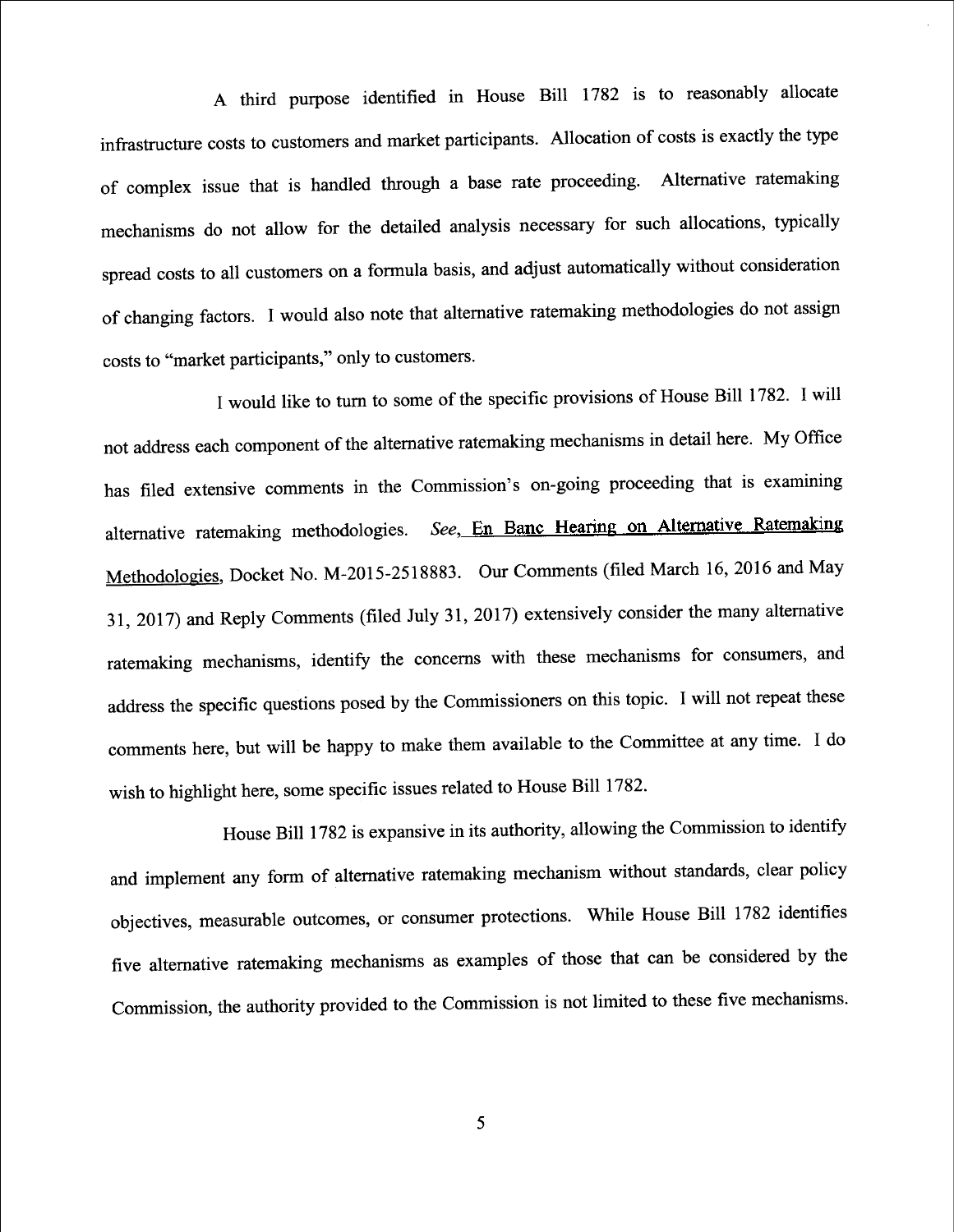A third purpose identified in House Bill 1782 is to reasonably allocate infrastructure costs to customers and market participants. Allocation of costs is exactly the type of complex issue that is handled through a base rate proceeding. Alternative ratemaking mechanisms do not allow for the detailed analysis necessary for such allocations, typically spread costs to all customers on a formula basis, and adjust automatically without consideration of changing factors. I would also note that alternative ratemaking methodologies do not assign costs to "market participants," only to customers.

I would like to turn to some of the specific provisions of House Bill 1782. I will not address each component of the alternative ratemaking mechanisms in detail here. My Office has filed extensive comments in the Commission's on-going proceeding that is examining alternative ratemaking methodologies. *See*, En Banc Hearing on Alternative Ratemaking Methodologies, Docket No. M-2015-2518883. Our Comments (filed March 16, 2016 and May 31, 2017) and Reply Comments (filed July 31, 2017) extensively consider the many alternative ratemaking mechanisms, identify the concerns with these mechanisms for consumers, and address the specific questions posed by the Commissioners on this topic. I will not repeat these comments here, but will be happy to make them available to the Committee at any time. I do wish to highlight here, some specific issues related to House Bill 1782.

House Bill 1782 is expansive in its authority, allowing the Commission to identify and implement any form of alternative ratemaking mechanism without standards, clear policy objectives, measurable outcomes, or consumer protections. While House Bill 1782 identifies five alternative ratemaking mechanisms as examples of those that can be considered by the Commission, the authority provided to the Commission is not limited to these five mechanisms.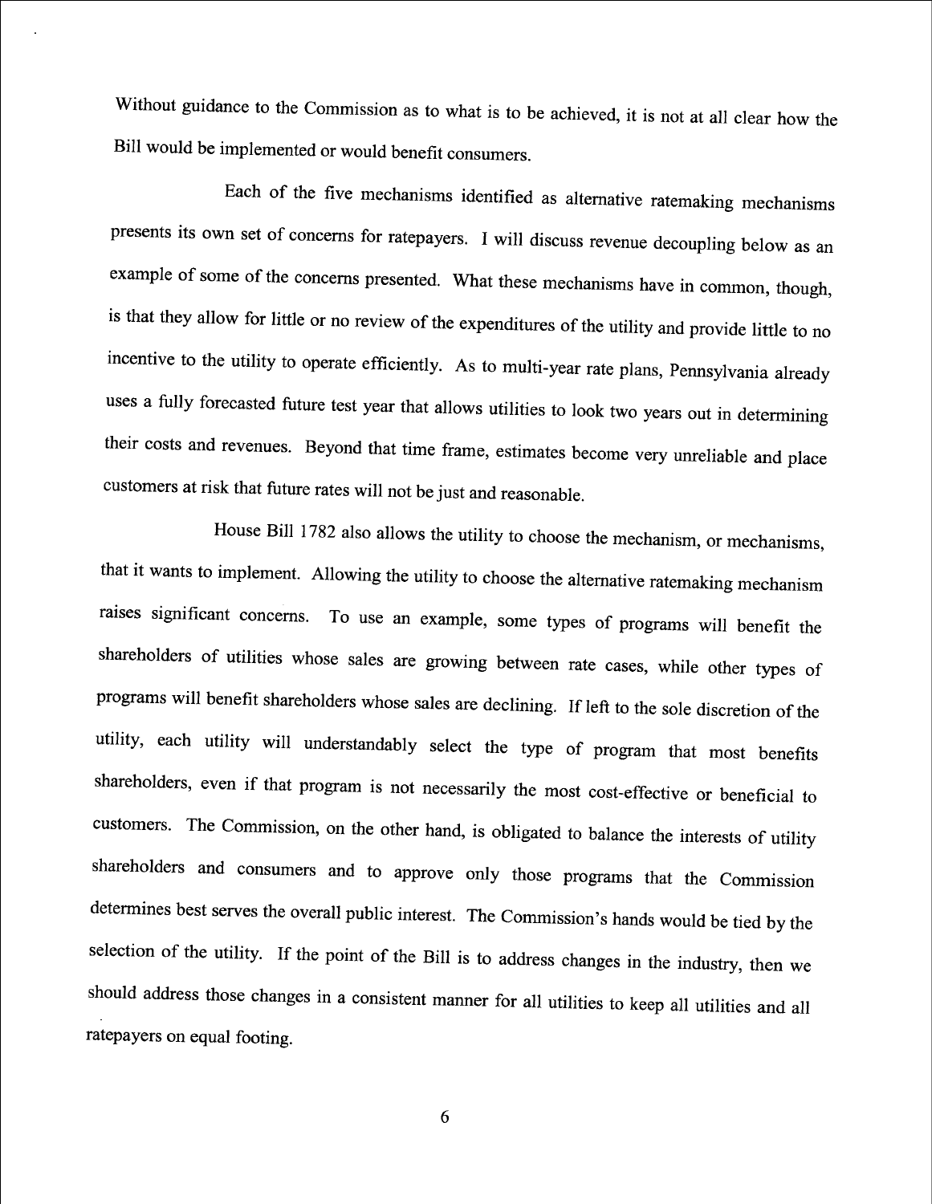Without guidance to the Commission as to what is to be achieved, it is not at all clear how the Bill would be implemented or would benefit consumers.

Each of the five mechanisms identified as alternative ratemaking mechanisms presents its own set of concerns for ratepayers. I will discuss revenue decoupling below as an example of some of the concerns presented. What these mechanisms have in common, though, is that they allow for little or no review of the expenditures of the utility and provide little to no incentive to the utility to operate efficiently. As to multi-year rate plans, Pennsylvania already uses a fully forecasted future test year that allows utilities to look two years out in determining their costs and revenues. Beyond that time frame, estimates become very unreliable and place customers at risk that future rates will not be just and reasonable.

House Bill 1782 also allows the utility to choose the mechanism, or mechanisms, that it wants to implement. Allowing the utility to choose the alternative ratemaking mechanism raises significant concerns. To use an example, some types of programs will benefit the shareholders of utilities whose sales are growing between rate cases, while other types of programs will benefit shareholders whose sales are declining. If left to the sole discretion of the utility, each utility will understandably select the type of program that most benefits shareholders, even if that program is not necessarily the most cost-effective or beneficial to customers. The Commission, on the other hand, is obligated to balance the interests of utility shareholders and consumers and to approve only those programs that the Commission determines best serves the overall public interest. The Commission's hands would be tied by the selection of the utility. If the point of the Bill is to address changes in the industry, then we should address those changes in a consistent manner for all utilities to keep all utilities and all ratepayers on equal footing.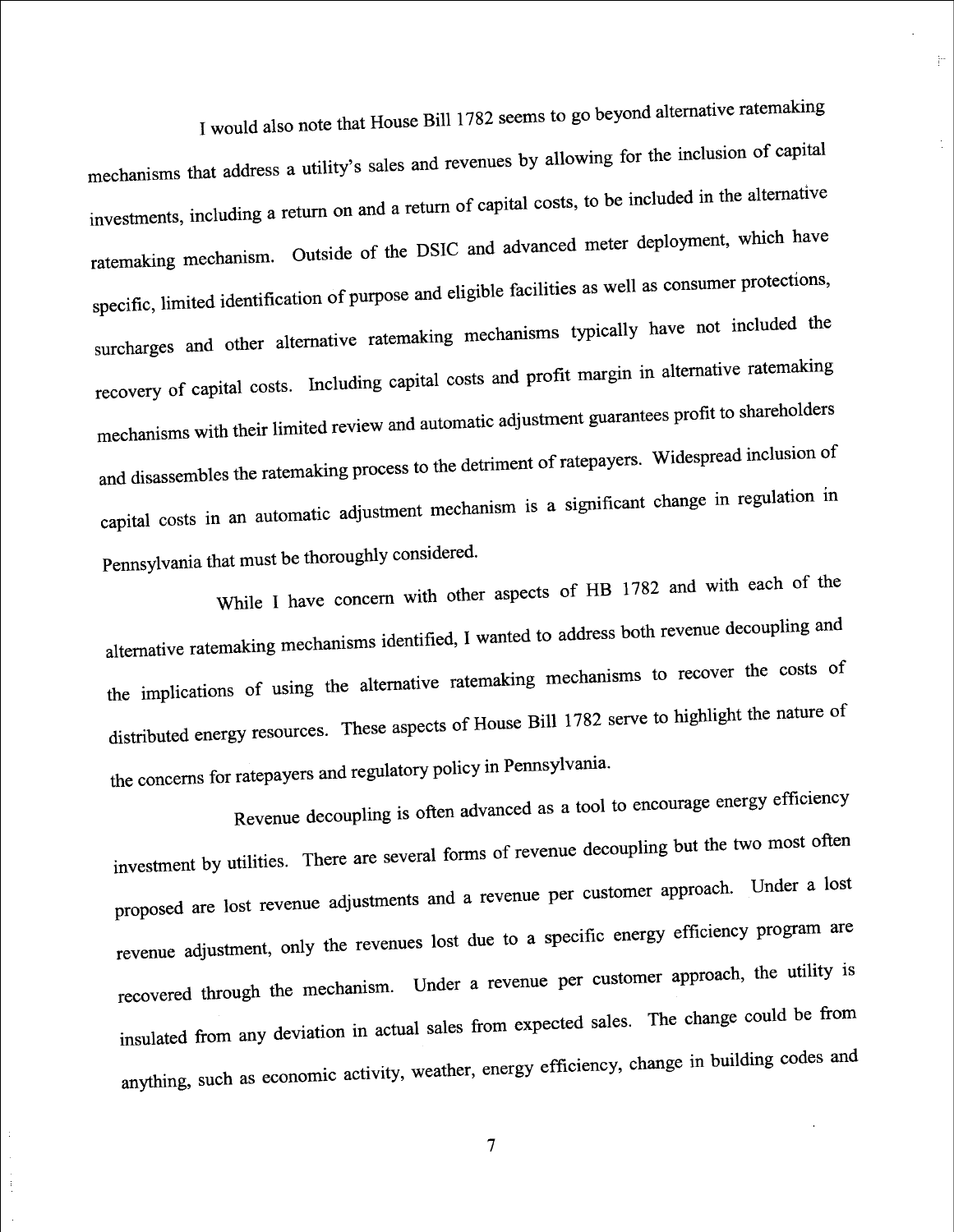I would also note that House Bill 1782 seems to go beyond alternative ratemaking mechanisms that address a utility's sales and revenues by allowing for the inclusion of capital investments, including a return on and a return of capital costs, to be included in the alternative ratemaking mechanism. Outside of the DSIC and advanced meter deployment, which have specific, limited identification of purpose and eligible facilities as well as consumer protections, surcharges and other alternative ratemaking mechanisms typically have not included the recovery of capital costs. Including capital costs and profit margin in alternative ratemaking mechanisms with their limited review and automatic adjustment guarantees profit to shareholders and disassembles the ratemaking process to the detriment of ratepayers. Widespread inclusion of capital costs in an automatic adjustment mechanism is a significant change in regulation in Pennsylvania that must be thoroughly considered.

While I have concern with other aspects of HB 1782 and with each of the alternative ratemaking mechanisms identified, I wanted to address both revenue decoupling and the implications of using the alternative ratemaking mechanisms to recover the costs of distributed energy resources. These aspects of House Bill 1782 serve to highlight the nature of the concerns for ratepayers and regulatory policy in Pennsylvania.

Revenue decoupling is often advanced as a tool to encourage energy efficiency investment by utilities. There are several forms of revenue decoupling but the two most often proposed are lost revenue adjustments and a revenue per customer approach. Under a lost revenue adjustment, only the revenues lost due to a specific energy efficiency program are recovered through the mechanism. Under a revenue per customer approach, the utility is insulated from any deviation in actual sales from expected sales. The change could be from anything, such as economic activity, weather, energy efficiency, change in building codes and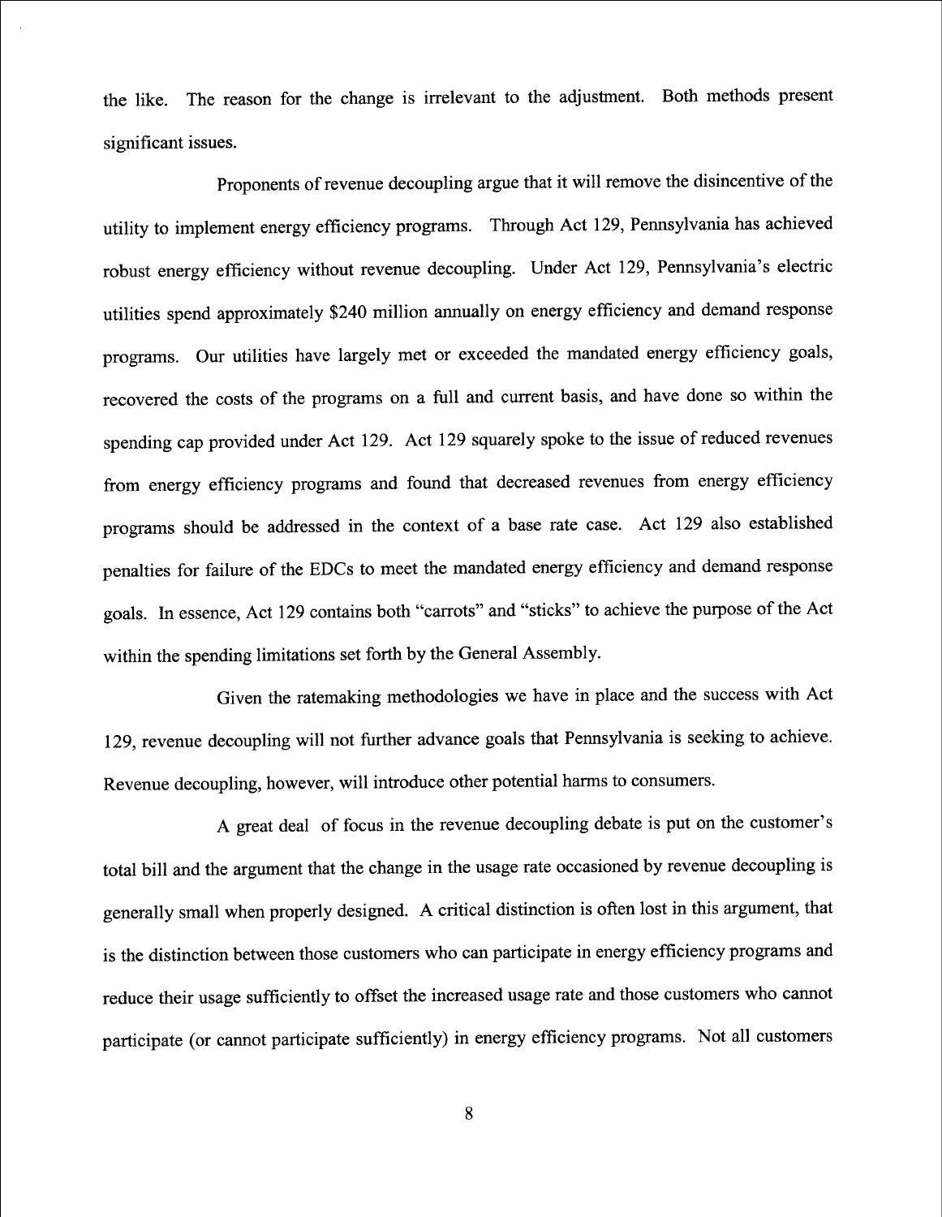the like. The reason for the change is irrelevant to the adjustment. Both methods present significant issues.

Proponents of revenue decoupling argue that it will remove the disincentive of the utility to implement energy efficiency programs. Through Act 129, Pennsylvania has achieved robust energy efficiency without revenue decoupling. Under Act 129, Pennsylvania's electric utilities spend approximately $240 million annually on energy efficiency and demand response programs. Our utilities have largely met or exceeded the mandated energy efficiency goals, recovered the costs of the programs on a full and current basis, and have done so within the spending cap provided under Act 129. Act 129 squarely spoke to the issue of reduced revenues from energy efficiency programs and found that decreased revenues from energy efficiency programs should be addressed in the context of a base rate case. Act 129 also established penalties for failure of the EDCs to meet the mandated energy efficiency and demand response goals. In essence, Act 129 contains both "carrots" and "sticks" to achieve the purpose of the Act within the spending limitations set forth by the General Assembly.

Given the ratemaking methodologies we have in place and the success with Act 129, revenue decoupling will not further advance goals that Pennsylvania is seeking to achieve. Revenue decoupling, however, will introduce other potential harms to consumers.

A great deal of focus in the revenue decoupling debate is put on the customer's total bill and the argument that the change in the usage rate occasioned by revenue decoupling is generally small when properly designed. A critical distinction is often lost in this argument, that is the distinction between those customers who can participate in energy efficiency programs and reduce their usage sufficiently to offset the increased usage rate and those customers who cannot participate (or cannot participate sufficiently) in energy efficiency programs. Not all customers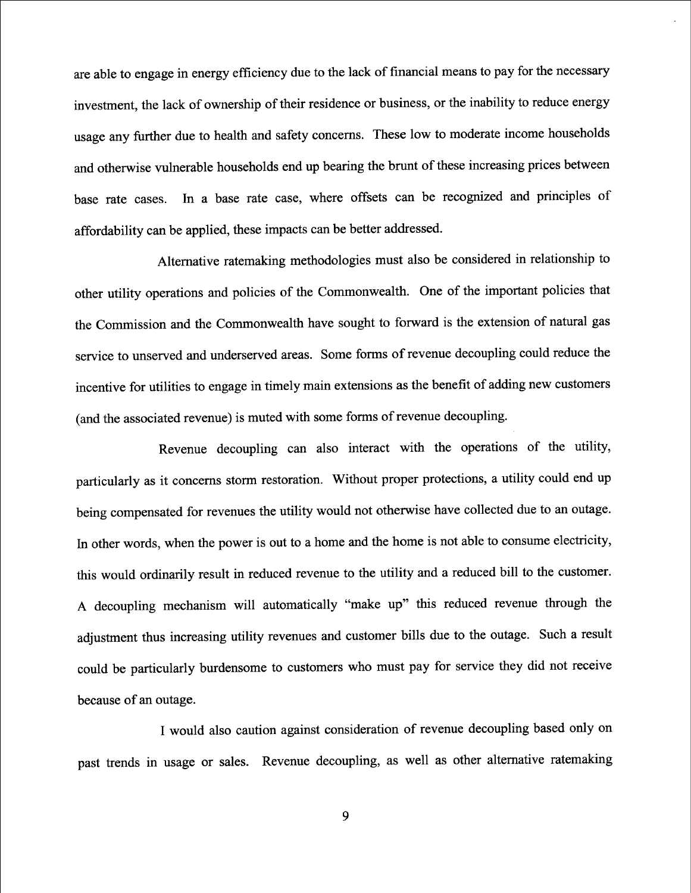are able to engage in energy efficiency due to the lack of financial means to pay for the necessary investment, the lack of ownership of their residence or business, or the inability to reduce energy usage any further due to health and safety concerns. These low to moderate income households and otherwise vulnerable households end up bearing the brunt of these increasing prices between base rate cases. In a base rate case, where offsets can be recognized and principles of affordability can be applied, these impacts can be better addressed.

Alternative ratemaking methodologies must also be considered in relationship to other utility operations and policies of the Commonwealth. One of the important policies that the Commission and the Commonwealth have sought to forward is the extension of natural gas service to unserved and underserved areas. Some forms of revenue decoupling could reduce the incentive for utilities to engage in timely main extensions as the benefit of adding new customers (and the associated revenue) is muted with some forms of revenue decoupling.

Revenue decoupling can also interact with the operations of the utility, particularly as it concerns storm restoration. Without proper protections, a utility could end up being compensated for revenues the utility would not otherwise have collected due to an outage. In other words, when the power is out to a home and the home is not able to consume electricity, this would ordinarily result in reduced revenue to the utility and a reduced bill to the customer. A decoupling mechanism will automatically "make up" this reduced revenue through the adjustment thus increasing utility revenues and customer bills due to the outage. Such a result could be particularly burdensome to customers who must pay for service they did not receive because of an outage.

I would also caution against consideration of revenue decoupling based only on past trends in usage or sales. Revenue decoupling, as well as other alternative ratemaking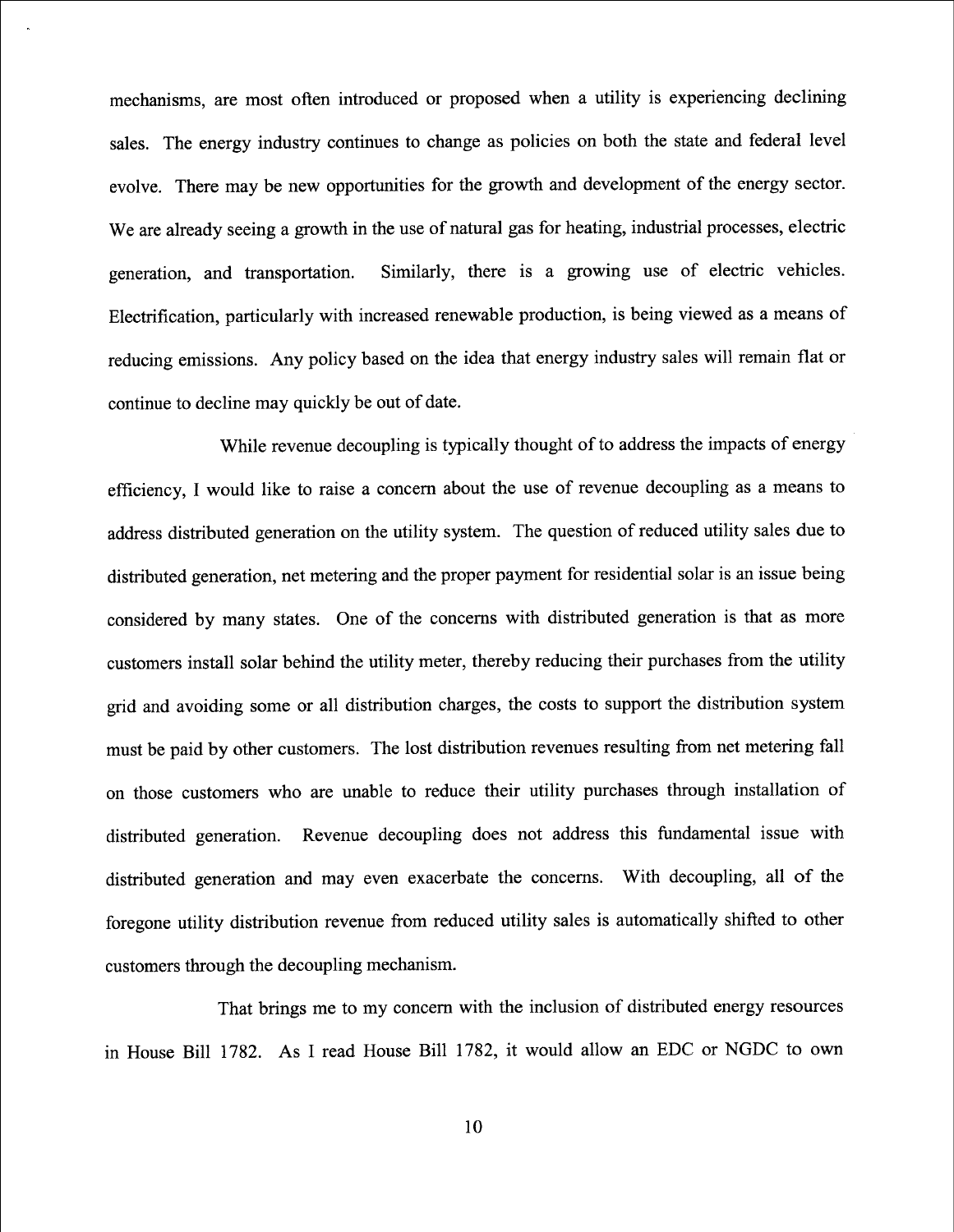mechanisms, are most often introduced or proposed when a utility is experiencing declining sales. The energy industry continues to change as policies on both the state and federal level evolve. There may be new opportunities for the growth and development of the energy sector. We are already seeing a growth in the use of natural gas for heating, industrial processes, electric generation, and transportation. Similarly, there is a growing use of electric vehicles. Electrification, particularly with increased renewable production, is being viewed as a means of reducing emissions. Any policy based on the idea that energy industry sales will remain flat or continue to decline may quickly be out of date.

While revenue decoupling is typically thought of to address the impacts of energy efficiency, I would like to raise a concern about the use of revenue decoupling as a means to address distributed generation on the utility system. The question of reduced utility sales due to distributed generation, net metering and the proper payment for residential solar is an issue being considered by many states. One of the concerns with distributed generation is that as more customers install solar behind the utility meter, thereby reducing their purchases from the utility grid and avoiding some or all distribution charges, the costs to support the distribution system must be paid by other customers. The lost distribution revenues resulting from net metering fall on those customers who are unable to reduce their utility purchases through installation of distributed generation. Revenue decoupling does not address this fundamental issue with distributed generation and may even exacerbate the concerns. With decoupling, all of the foregone utility distribution revenue from reduced utility sales is automatically shifted to other customers through the decoupling mechanism.

That brings me to my concern with the inclusion of distributed energy resources in House Bill 1782. As I read House Bill 1782, it would allow an EDC or NGDC to own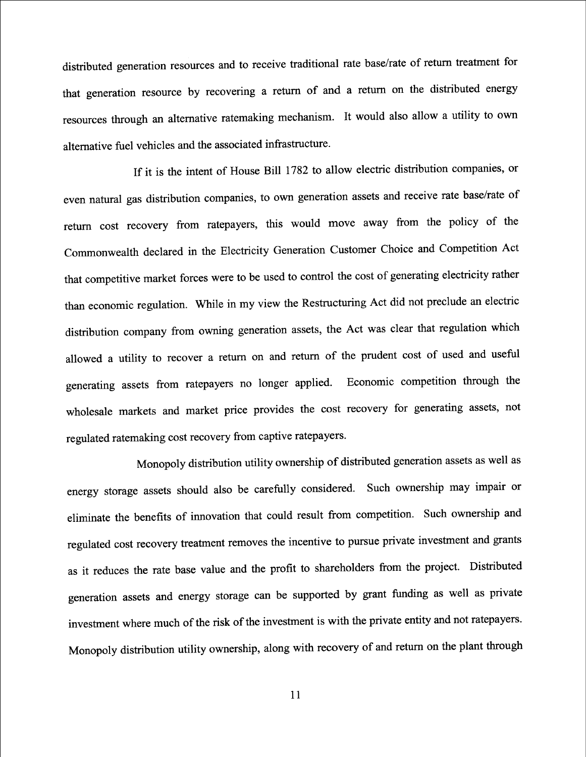distributed generation resources and to receive traditional rate base/rate of return treatment for that generation resource by recovering a return of and a return on the distributed energy resources through an alternative ratemaking mechanism. It would also allow a utility to own alternative fuel vehicles and the associated infrastructure.

If it is the intent of House Bill 1782 to allow electric distribution companies, or even natural gas distribution companies, to own generation assets and receive rate base/rate of return cost recovery from ratepayers, this would move away from the policy of the Commonwealth declared in the Electricity Generation Customer Choice and Competition Act that competitive market forces were to be used to control the cost of generating electricity rather than economic regulation. While in my view the Restructuring Act did not preclude an electric distribution company from owning generation assets, the Act was clear that regulation which allowed a utility to recover a return on and return of the prudent cost of used and useful generating assets from ratepayers no longer applied. Economic competition through the wholesale markets and market price provides the cost recovery for generating assets, not regulated ratemaking cost recovery from captive ratepayers.

Monopoly distribution utility ownership of distributed generation assets as well as energy storage assets should also be carefully considered. Such ownership may impair or eliminate the benefits of innovation that could result from competition. Such ownership and regulated cost recovery treatment removes the incentive to pursue private investment and grants as it reduces the rate base value and the profit to shareholders from the project. Distributed generation assets and energy storage can be supported by grant funding as well as private investment where much of the risk of the investment is with the private entity and not ratepayers. Monopoly distribution utility ownership, along with recovery of and return on the plant through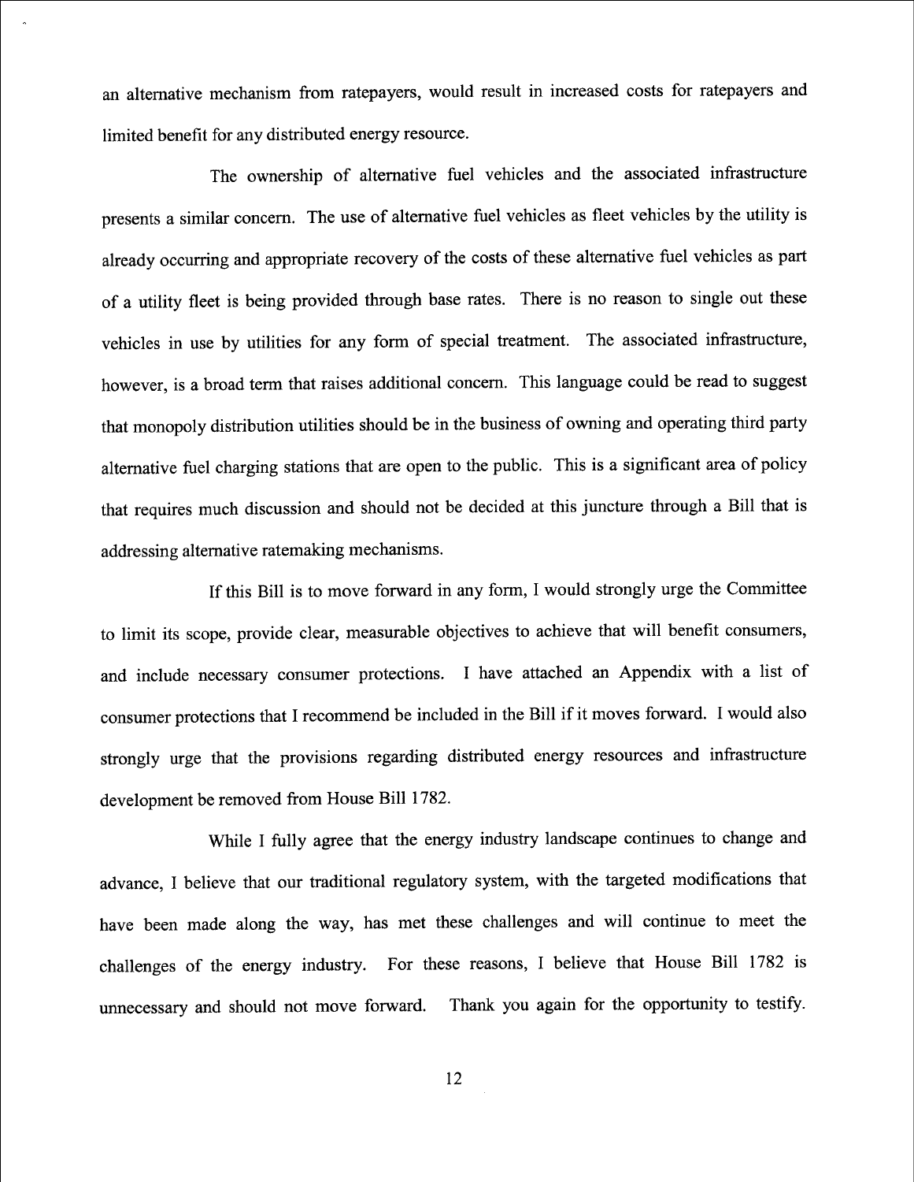an alternative mechanism from ratepayers, would result in increased costs for ratepayers and limited benefit for any distributed energy resource.

The ownership of alternative fuel vehicles and the associated infrastructure presents a similar concern. The use of alternative fuel vehicles as fleet vehicles by the utility is already occurring and appropriate recovery of the costs of these alternative fuel vehicles as part of a utility fleet is being provided through base rates. There is no reason to single out these vehicles in use by utilities for any form of special treatment. The associated infrastructure, however, is a broad term that raises additional concern. This language could be read to suggest that monopoly distribution utilities should be in the business of owning and operating third party alternative fuel charging stations that are open to the public. This is a significant area of policy that requires much discussion and should not be decided at this juncture through a Bill that is addressing alternative ratemaking mechanisms.

If this Bill is to move forward in any form, I would strongly urge the Committee to limit its scope, provide clear, measurable objectives to achieve that will benefit consumers, and include necessary consumer protections. I have attached an Appendix with a list of consumer protections that I recommend be included in the Bill if it moves forward. I would also strongly urge that the provisions regarding distributed energy resources and infrastructure development be removed from House Bill 1782.

While I fully agree that the energy industry landscape continues to change and advance, I believe that our traditional regulatory system, with the targeted modifications that have been made along the way, has met these challenges and will continue to meet the challenges of the energy industry. For these reasons, I believe that House Bill 1782 is unnecessary and should not move forward. Thank you again for the opportunity to testify.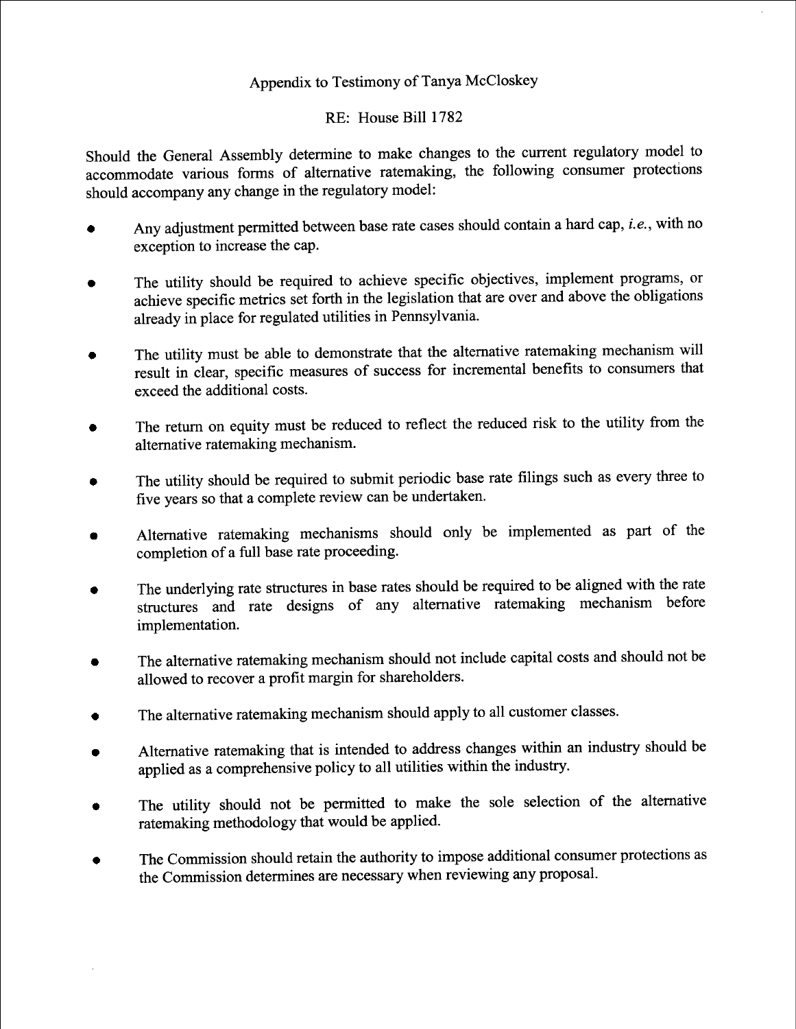Appendix to Testimony of Tanya McCloskey

RE: House Bill 1782

Should the General Assembly determine to make changes to the current regulatory model to accommodate various forms of alternative ratemaking, the following consumer protections should accompany any change in the regulatory model:

- Any adjustment permitted between base rate cases should contain a hard cap, *i.e.*, with no exception to increase the cap.
- The utility should be required to achieve specific objectives, implement programs, or achieve specific metrics set forth in the legislation that are over and above the obligations already in place for regulated utilities in Pennsylvania.
- The utility must be able to demonstrate that the alternative ratemaking mechanism will result in clear, specific measures of success for incremental benefits to consumers that exceed the additional costs.
- The return on equity must be reduced to reflect the reduced risk to the utility from the alternative ratemaking mechanism.
- The utility should be required to submit periodic base rate filings such as every three to five years so that a complete review can be undertaken.
- Alternative ratemaking mechanisms should only be implemented as part of the completion of a full base rate proceeding.
- The underlying rate structures in base rates should be required to be aligned with the rate structures and rate designs of any alternative ratemaking mechanism before implementation.
- The alternative ratemaking mechanism should not include capital costs and should not be allowed to recover a profit margin for shareholders.
- The alternative ratemaking mechanism should apply to all customer classes.
- Alternative ratemaking that is intended to address changes within an industry should be applied as a comprehensive policy to all utilities within the industry.
- The utility should not be permitted to make the sole selection of the alternative ratemaking methodology that would be applied.
- The Commission should retain the authority to impose additional consumer protections as the Commission determines are necessary when reviewing any proposal.